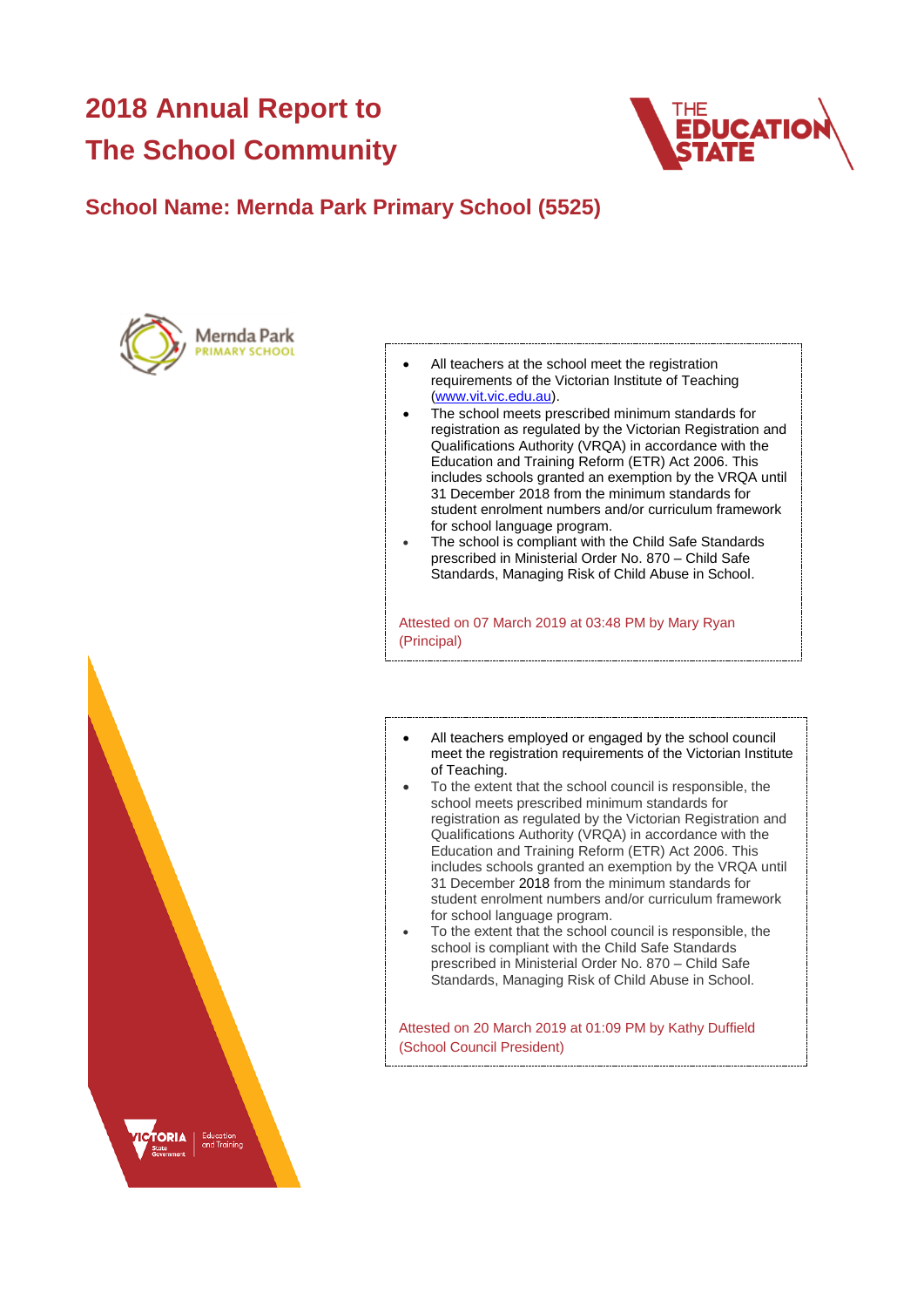# 2018 Annual Report to The School Community

## School Name: Mernda Park Primary School (5525)

- All teachers at the school meet the registration requirements of the Victorian Institute of Teaching (www.vit.vic.edu.au).
- The school meets prescribed minimum standards for registration as regulated by the Victorian Registration and Qualifications Authority (VRQA) in accordance with the Education and Training Reform (ETR) Act 2006. This includes schools granted an exemption by the VRQA until 31 December 2018 from the minimum standards for student enrolment numbers and/or curriculum framework for school language program.
- The school is compliant with the Child Safe Standards prescribed in Ministerial Order No. 870 – Child Safe Standards, Managing Risk of Child Abuse in School.

Attested on 07 March 2019 at 03:48 PM by Mary Ryan (Principal)

- All teachers employed or engaged by the school council meet the registration requirements of the Victorian Institute of Teaching.
- To the extent that the school council is responsible, the school meets prescribed minimum standards for registration as regulated by the Victorian Registration and Qualifications Authority (VRQA) in accordance with the Education and Training Reform (ETR) Act 2006. This includes schools granted an exemption by the VRQA until 31 December 2018 from the minimum standards for student enrolment numbers and/or curriculum framework for school language program.
- To the extent that the school council is responsible, the school is compliant with the Child Safe Standards prescribed in Ministerial Order No. 870 – Child Safe Standards, Managing Risk of Child Abuse in School.

Attested on 20 March 2019 at 01:09 PM by Kathy Duffield (School Council President)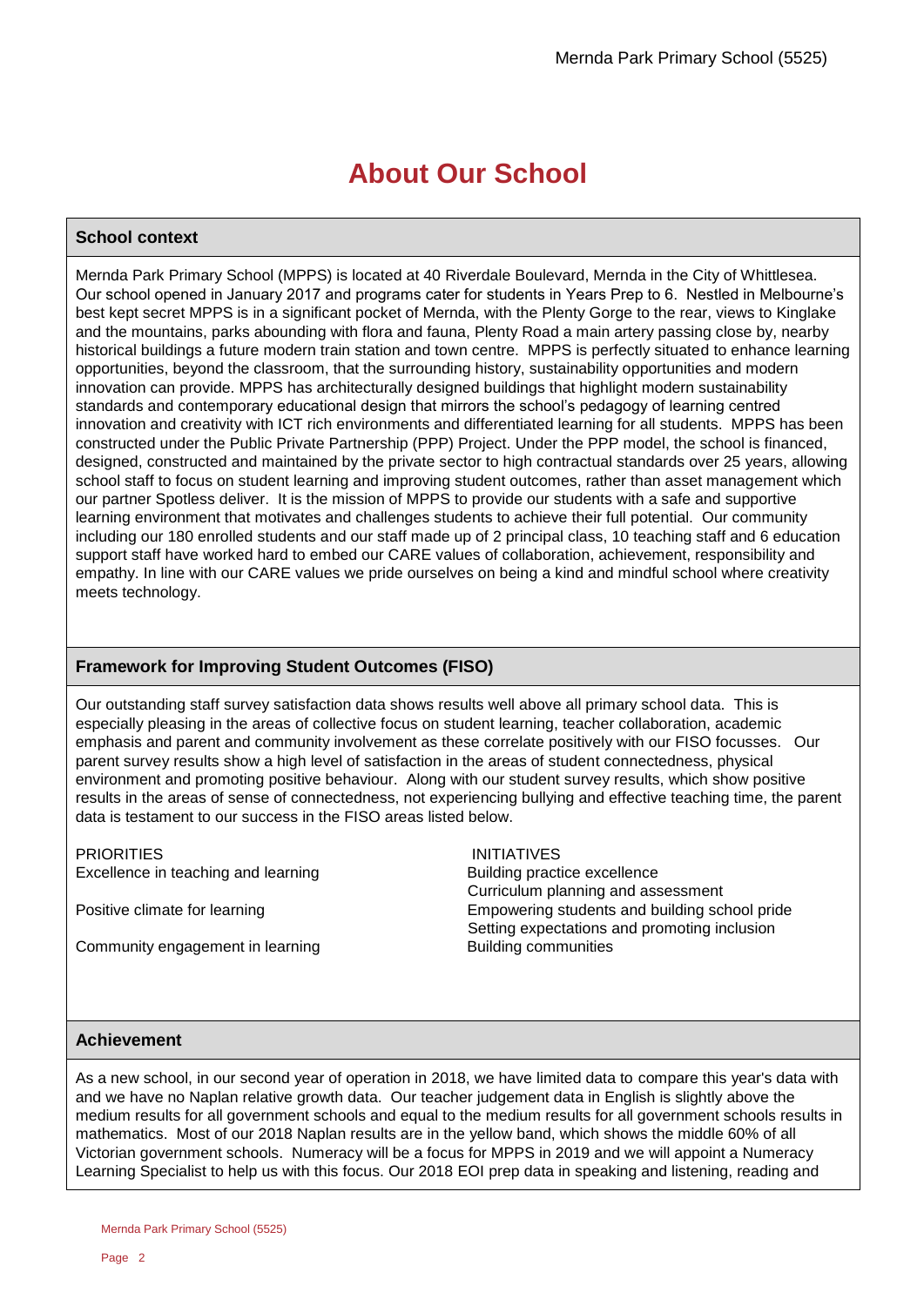# About Our School

## School context

Mernda Park Primary School (MPPS) is located at 40 Riverdale Boulevard, Mernda in the City of Whittlesea. Our school opened in January 2017 and programs cater for students in Years Prep to 6. Nestled in Melbourne's best kept secret MPPS is in a significant pocket of Mernda, with the Plenty Gorge to the rear, views to Kinglake and the mountains, parks abounding with flora and fauna, Plenty Road a main artery passing close by, nearby historical buildings a future modern train station and town centre. MPPS is perfectly situated to enhance learning opportunities, beyond the classroom, that the surrounding history, sustainability opportunities and modern innovation can provide. MPPS has architecturally designed buildings that highlight modern sustainability standards and contemporary educational design that mirrors the school's pedagogy of learning centred innovation and creativity with ICT rich environments and differentiated learning for all students. MPPS has been constructed under the Public Private Partnership (PPP) Project. Under the PPP model, the school is financed, designed, constructed and maintained by the private sector to high contractual standards over 25 years, allowing school staff to focus on student learning and improving student outcomes, rather than asset management which our partner Spotless deliver. It is the mission of MPPS to provide our students with a safe and supportive learning environment that motivates and challenges students to achieve their full potential. Our community including our 180 enrolled students and our staff made up of 2 principal class, 10 teaching staff and 6 education support staff have worked hard to embed our CARE values of collaboration, achievement, responsibility and empathy. In line with our CARE values we pride ourselves on being a kind and mindful school where creativity meets technology.

## Framework for Improving Student Outcomes (FISO)

Our outstanding staff survey satisfaction data shows results well above all primary school data. This is especially pleasing in the areas of collective focus on student learning, teacher collaboration, academic emphasis and parent and community involvement as these correlate positively with our FISO focusses. Our parent survey results show a high level of satisfaction in the areas of student connectedness, physical environment and promoting positive behaviour. Along with our student survey results, which show positive results in the areas of sense of connectedness, not experiencing bullying and effective teaching time, the parent data is testament to our success in the FISO areas listed below.

| PRIORITIES | INITIATIVES |
| --- | --- |
| Excellence in teaching and learning | Building practice excellence<br>Curriculum planning and assessment |
| Positive climate for learning | Empowering students and building school pride<br>Setting expectations and promoting inclusion |
| Community engagement in learning | Building communities |

## Achievement

As a new school, in our second year of operation in 2018, we have limited data to compare this year's data with and we have no Naplan relative growth data. Our teacher judgement data in English is slightly above the medium results for all government schools and equal to the medium results for all government schools results in mathematics. Most of our 2018 Naplan results are in the yellow band, which shows the middle 60% of all Victorian government schools. Numeracy will be a focus for MPPS in 2019 and we will appoint a Numeracy Learning Specialist to help us with this focus. Our 2018 EOI prep data in speaking and listening, reading and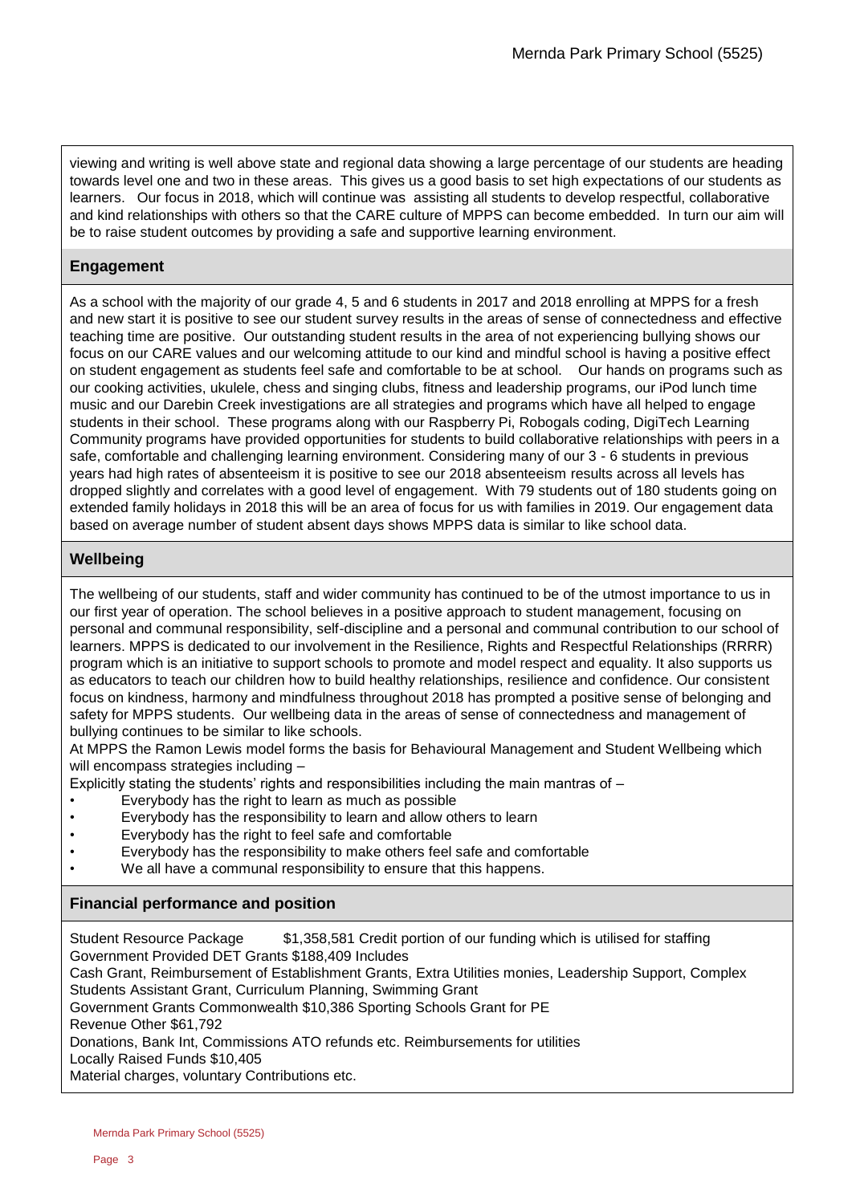viewing and writing is well above state and regional data showing a large percentage of our students are heading towards level one and two in these areas. This gives us a good basis to set high expectations of our students as learners. Our focus in 2018, which will continue was assisting all students to develop respectful, collaborative and kind relationships with others so that the CARE culture of MPPS can become embedded. In turn our aim will be to raise student outcomes by providing a safe and supportive learning environment.

## Engagement

As a school with the majority of our grade 4, 5 and 6 students in 2017 and 2018 enrolling at MPPS for a fresh and new start it is positive to see our student survey results in the areas of sense of connectedness and effective teaching time are positive. Our outstanding student results in the area of not experiencing bullying shows our focus on our CARE values and our welcoming attitude to our kind and mindful school is having a positive effect on student engagement as students feel safe and comfortable to be at school. Our hands on programs such as our cooking activities, ukulele, chess and singing clubs, fitness and leadership programs, our iPod lunch time music and our Darebin Creek investigations are all strategies and programs which have all helped to engage students in their school. These programs along with our Raspberry Pi, Robogals coding, DigiTech Learning Community programs have provided opportunities for students to build collaborative relationships with peers in a safe, comfortable and challenging learning environment. Considering many of our 3 - 6 students in previous years had high rates of absenteeism it is positive to see our 2018 absenteeism results across all levels has dropped slightly and correlates with a good level of engagement. With 79 students out of 180 students going on extended family holidays in 2018 this will be an area of focus for us with families in 2019. Our engagement data based on average number of student absent days shows MPPS data is similar to like school data.

## Wellbeing

The wellbeing of our students, staff and wider community has continued to be of the utmost importance to us in our first year of operation. The school believes in a positive approach to student management, focusing on personal and communal responsibility, self-discipline and a personal and communal contribution to our school of learners. MPPS is dedicated to our involvement in the Resilience, Rights and Respectful Relationships (RRRR) program which is an initiative to support schools to promote and model respect and equality. It also supports us as educators to teach our children how to build healthy relationships, resilience and confidence. Our consistent focus on kindness, harmony and mindfulness throughout 2018 has prompted a positive sense of belonging and safety for MPPS students. Our wellbeing data in the areas of sense of connectedness and management of bullying continues to be similar to like schools.

At MPPS the Ramon Lewis model forms the basis for Behavioural Management and Student Wellbeing which will encompass strategies including –

Explicitly stating the students' rights and responsibilities including the main mantras of –

- Everybody has the right to learn as much as possible
- Everybody has the responsibility to learn and allow others to learn
- Everybody has the right to feel safe and comfortable
- Everybody has the responsibility to make others feel safe and comfortable
- We all have a communal responsibility to ensure that this happens.

## Financial performance and position

Student Resource Package $1,358,581 Credit portion of our funding which is utilised for staffing
Government Provided DET Grants $188,409 Includes
Cash Grant, Reimbursement of Establishment Grants, Extra Utilities monies, Leadership Support, Complex Students Assistant Grant, Curriculum Planning, Swimming Grant
Government Grants Commonwealth $10,386 Sporting Schools Grant for PE
Revenue Other $61,792
Donations, Bank Int, Commissions ATO refunds etc. Reimbursements for utilities
Locally Raised Funds $10,405
Material charges, voluntary Contributions etc.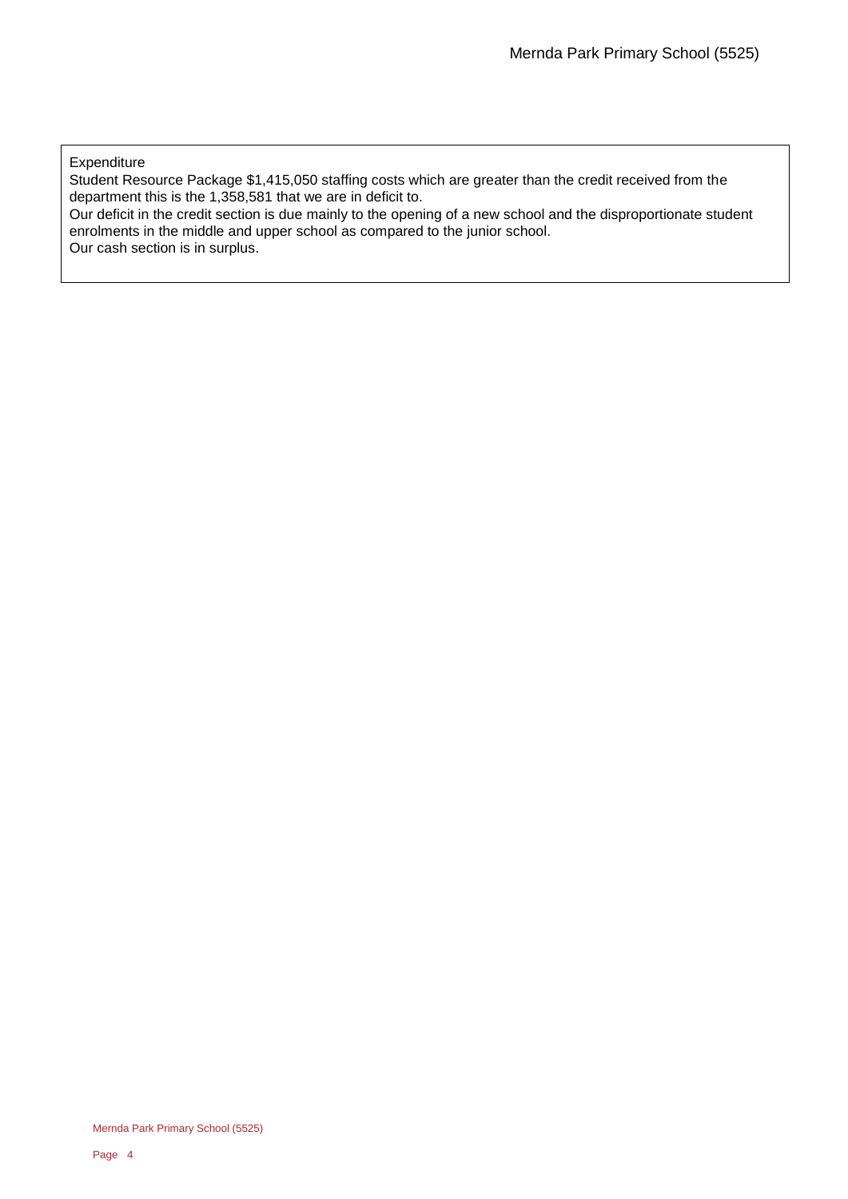Expenditure

Student Resource Package $1,415,050 staffing costs which are greater than the credit received from the department this is the 1,358,581 that we are in deficit to.

Our deficit in the credit section is due mainly to the opening of a new school and the disproportionate student enrolments in the middle and upper school as compared to the junior school.

Our cash section is in surplus.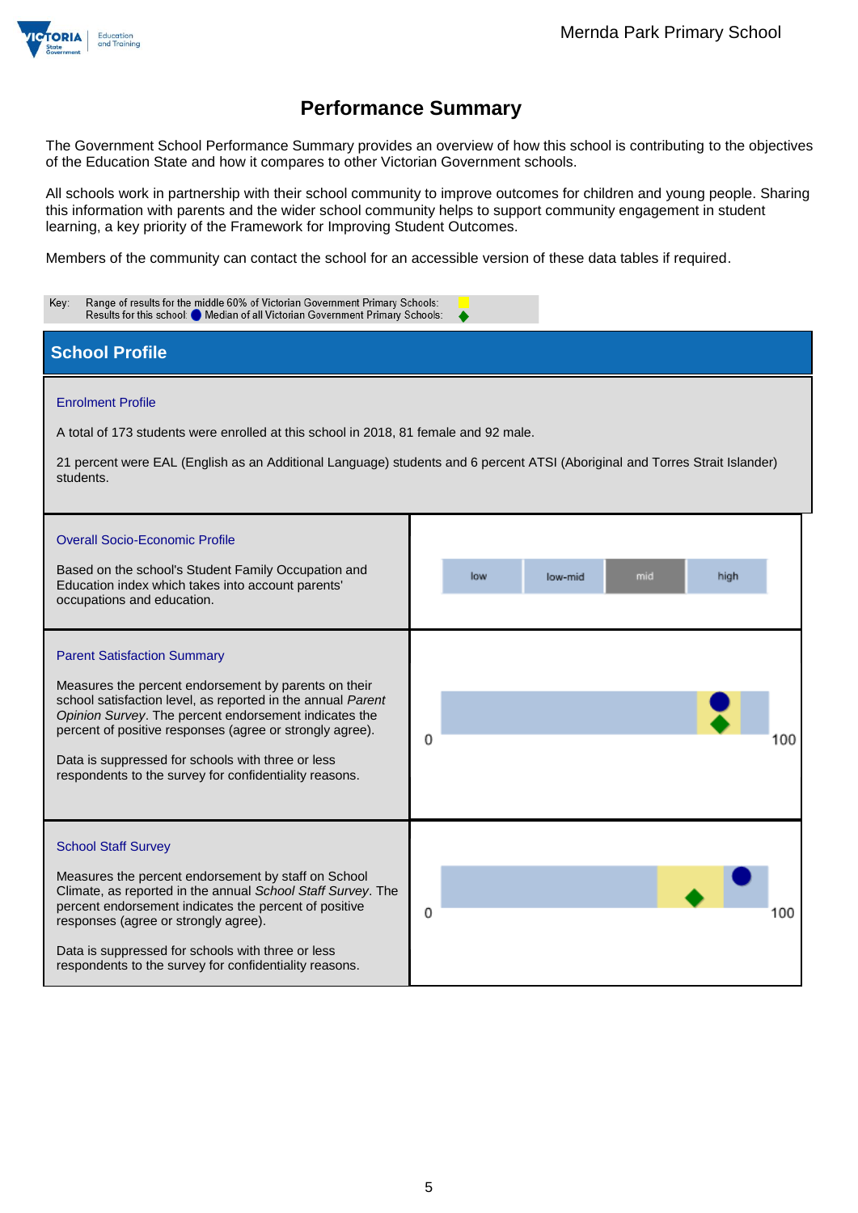Mernda Park Primary School

# Performance Summary

The Government School Performance Summary provides an overview of how this school is contributing to the objectives of the Education State and how it compares to other Victorian Government schools.

All schools work in partnership with their school community to improve outcomes for children and young people. Sharing this information with parents and the wider school community helps to support community engagement in student learning, a key priority of the Framework for Improving Student Outcomes.

Members of the community can contact the school for an accessible version of these data tables if required.

Key: Range of results for the middle 60% of Victorian Government Primary Schools:
Results for this school: ● Median of all Victorian Government Primary Schools: ◆

## School Profile

### Enrolment Profile

A total of 173 students were enrolled at this school in 2018, 81 female and 92 male.

21 percent were EAL (English as an Additional Language) students and 6 percent ATSI (Aboriginal and Torres Strait Islander) students.

### Overall Socio-Economic Profile

Based on the school's Student Family Occupation and Education index which takes into account parents' occupations and education.

low | low-mid | mid | high

### Parent Satisfaction Summary

Measures the percent endorsement by parents on their school satisfaction level, as reported in the annual *Parent Opinion Survey*. The percent endorsement indicates the percent of positive responses (agree or strongly agree).

Data is suppressed for schools with three or less respondents to the survey for confidentiality reasons.

0 — 100

### School Staff Survey

Measures the percent endorsement by staff on School Climate, as reported in the annual *School Staff Survey*. The percent endorsement indicates the percent of positive responses (agree or strongly agree).

Data is suppressed for schools with three or less respondents to the survey for confidentiality reasons.

0 — 100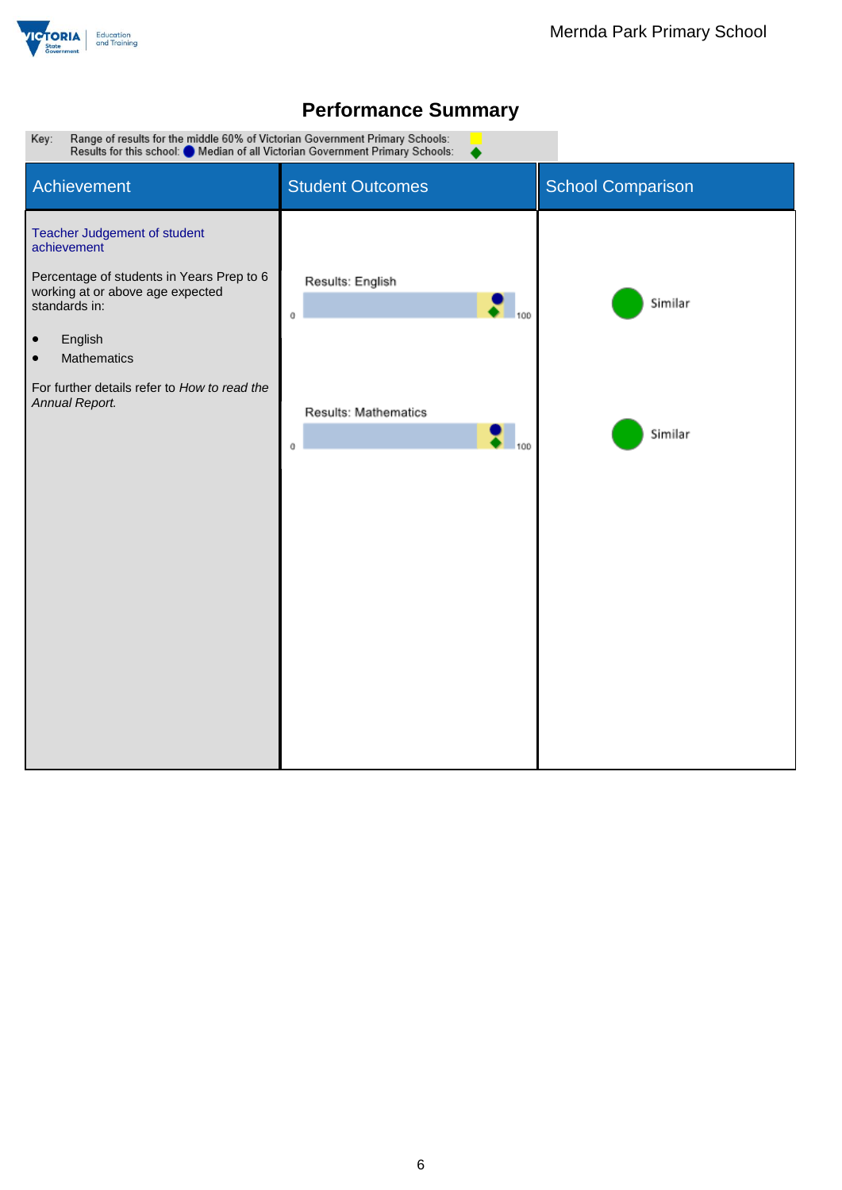# Performance Summary

Key: Range of results for the middle 60% of Victorian Government Primary Schools:
Results for this school: Median of all Victorian Government Primary Schools:

| Achievement | Student Outcomes | School Comparison |
|---|---|---|
| Teacher Judgement of student achievement<br><br>Percentage of students in Years Prep to 6 working at or above age expected standards in:<br><br>• English<br>• Mathematics<br><br>For further details refer to *How to read the Annual Report.* | Results: English (0–100)<br><br>Results: Mathematics (0–100) | Similar<br><br>Similar |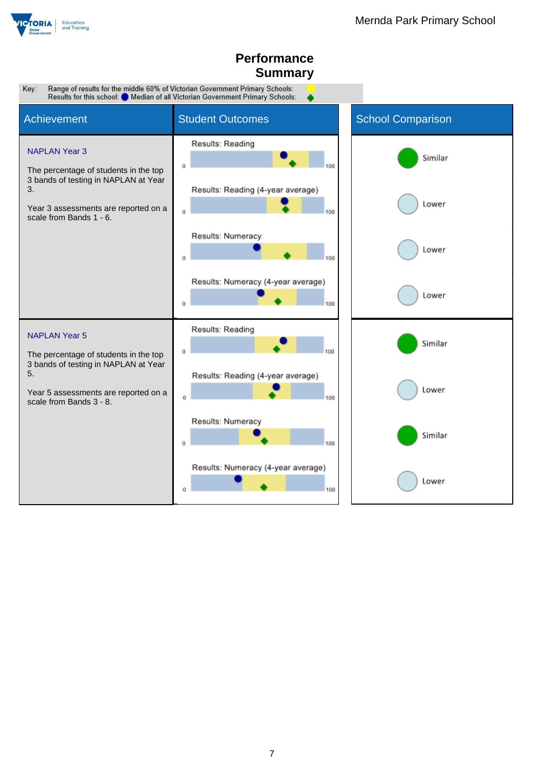# Performance Summary

Key: Range of results for the middle 60% of Victorian Government Primary Schools: Results for this school: Median of all Victorian Government Primary Schools:

| Achievement | Student Outcomes | School Comparison |
|---|---|---|
| **NAPLAN Year 3**<br><br>The percentage of students in the top 3 bands of testing in NAPLAN at Year 3.<br><br>Year 3 assessments are reported on a scale from Bands 1 - 6. | Results: Reading (0–100) | Similar |
| | Results: Reading (4-year average) (0–100) | Lower |
| | Results: Numeracy (0–100) | Lower |
| | Results: Numeracy (4-year average) (0–100) | Lower |
| **NAPLAN Year 5**<br><br>The percentage of students in the top 3 bands of testing in NAPLAN at Year 5.<br><br>Year 5 assessments are reported on a scale from Bands 3 - 8. | Results: Reading (0–100) | Similar |
| | Results: Reading (4-year average) (0–100) | Lower |
| | Results: Numeracy (0–100) | Similar |
| | Results: Numeracy (4-year average) (0–100) | Lower |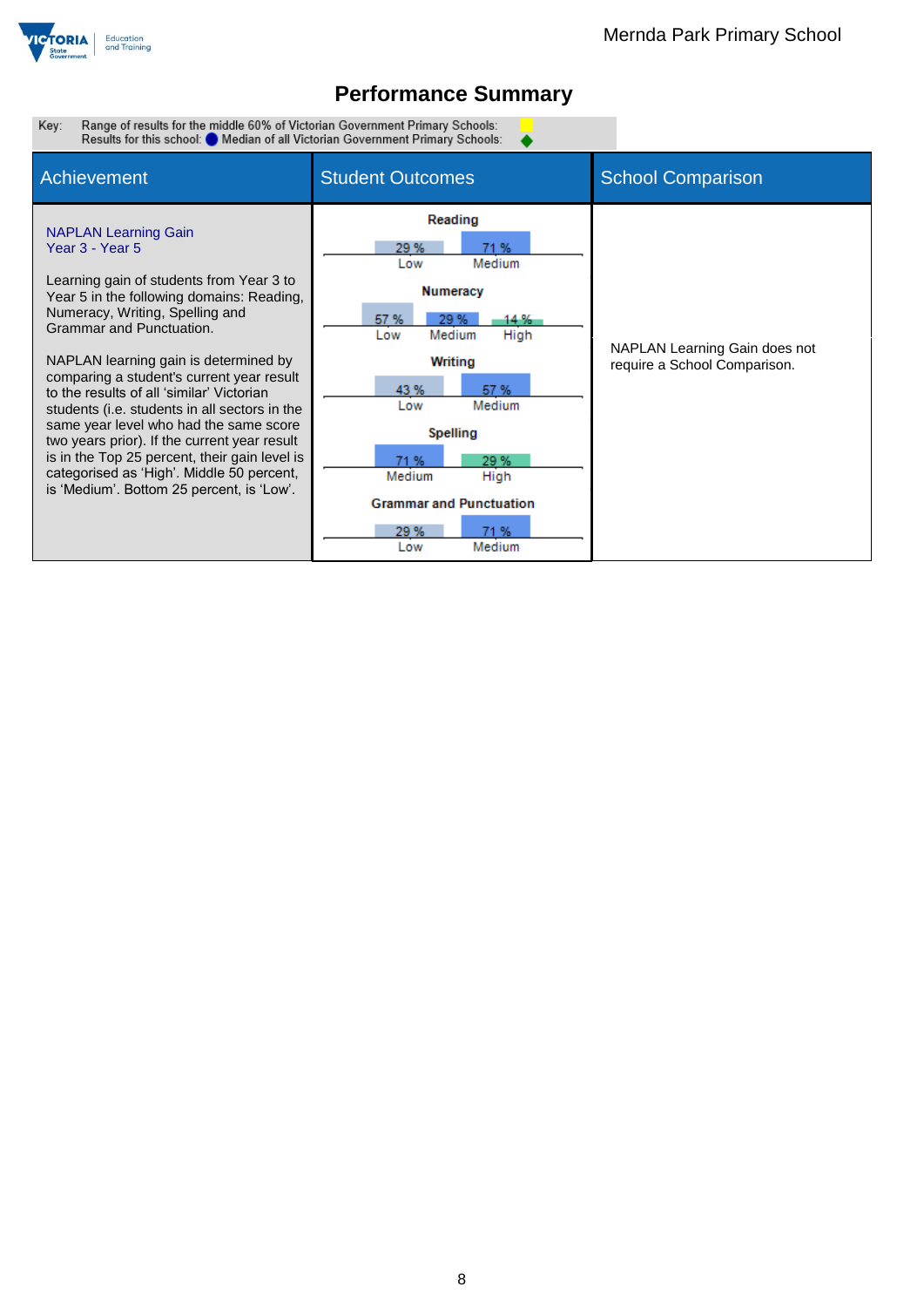# Performance Summary

Key: Range of results for the middle 60% of Victorian Government Primary Schools: Results for this school: ● Median of all Victorian Government Primary Schools: ◆

| Achievement | Student Outcomes | School Comparison |
|---|---|---|
| **NAPLAN Learning Gain** Year 3 - Year 5<br><br>Learning gain of students from Year 3 to Year 5 in the following domains: Reading, Numeracy, Writing, Spelling and Grammar and Punctuation.<br><br>NAPLAN learning gain is determined by comparing a student's current year result to the results of all 'similar' Victorian students (i.e. students in all sectors in the same year level who had the same score two years prior). If the current year result is in the Top 25 percent, their gain level is categorised as 'High'. Middle 50 percent, is 'Medium'. Bottom 25 percent, is 'Low'. | **Reading**<br>Low 29 %, Medium 71 %<br><br>**Numeracy**<br>Low 57 %, Medium 29 %, High 14 %<br><br>**Writing**<br>Low 43 %, Medium 57 %<br><br>**Spelling**<br>Medium 71 %, High 29 %<br><br>**Grammar and Punctuation**<br>Low 29 %, Medium 71 % | NAPLAN Learning Gain does not require a School Comparison. |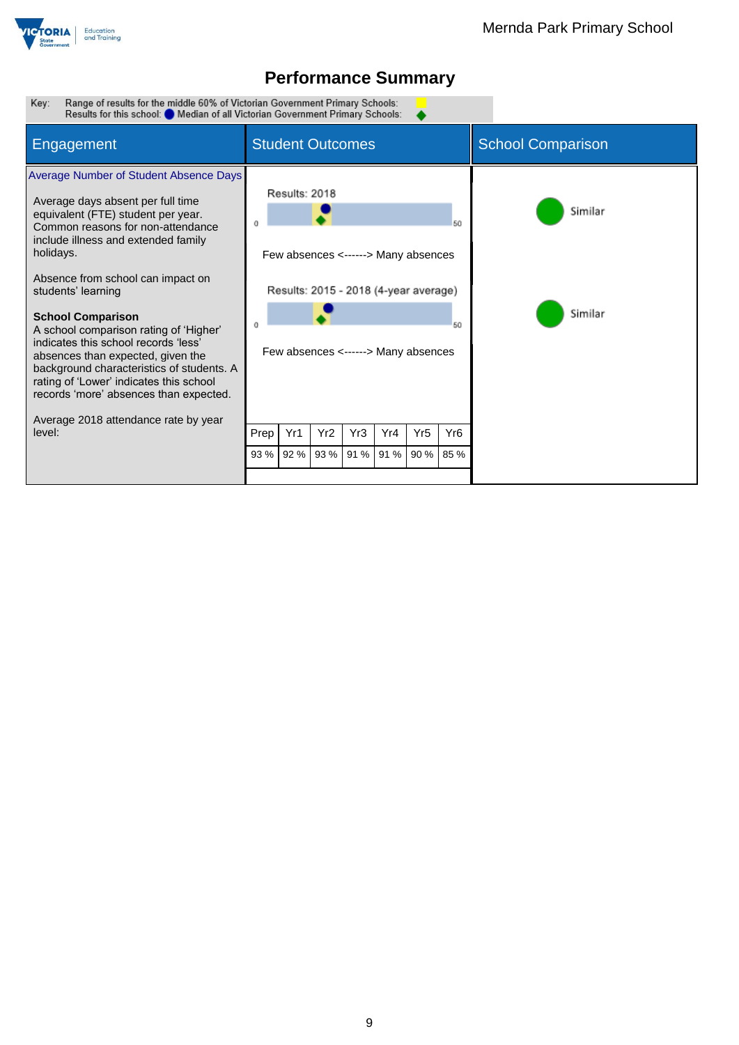## Performance Summary

Key: Range of results for the middle 60% of Victorian Government Primary Schools:
Results for this school: ● Median of all Victorian Government Primary Schools: ◆

| Engagement | Student Outcomes | School Comparison |
|---|---|---|

### Average Number of Student Absence Days

Average days absent per full time equivalent (FTE) student per year. Common reasons for non-attendance include illness and extended family holidays.

Absence from school can impact on students' learning

**School Comparison**
A school comparison rating of 'Higher' indicates this school records 'less' absences than expected, given the background characteristics of students. A rating of 'Lower' indicates this school records 'more' absences than expected.

Results: 2018

0 — 50

Few absences <------> Many absences

School Comparison: Similar

Results: 2015 - 2018 (4-year average)

0 — 50

Few absences <------> Many absences

School Comparison: Similar

Average 2018 attendance rate by year level:

| Prep | Yr1 | Yr2 | Yr3 | Yr4 | Yr5 | Yr6 |
|---|---|---|---|---|---|---|
| 93 % | 92 % | 93 % | 91 % | 91 % | 90 % | 85 % |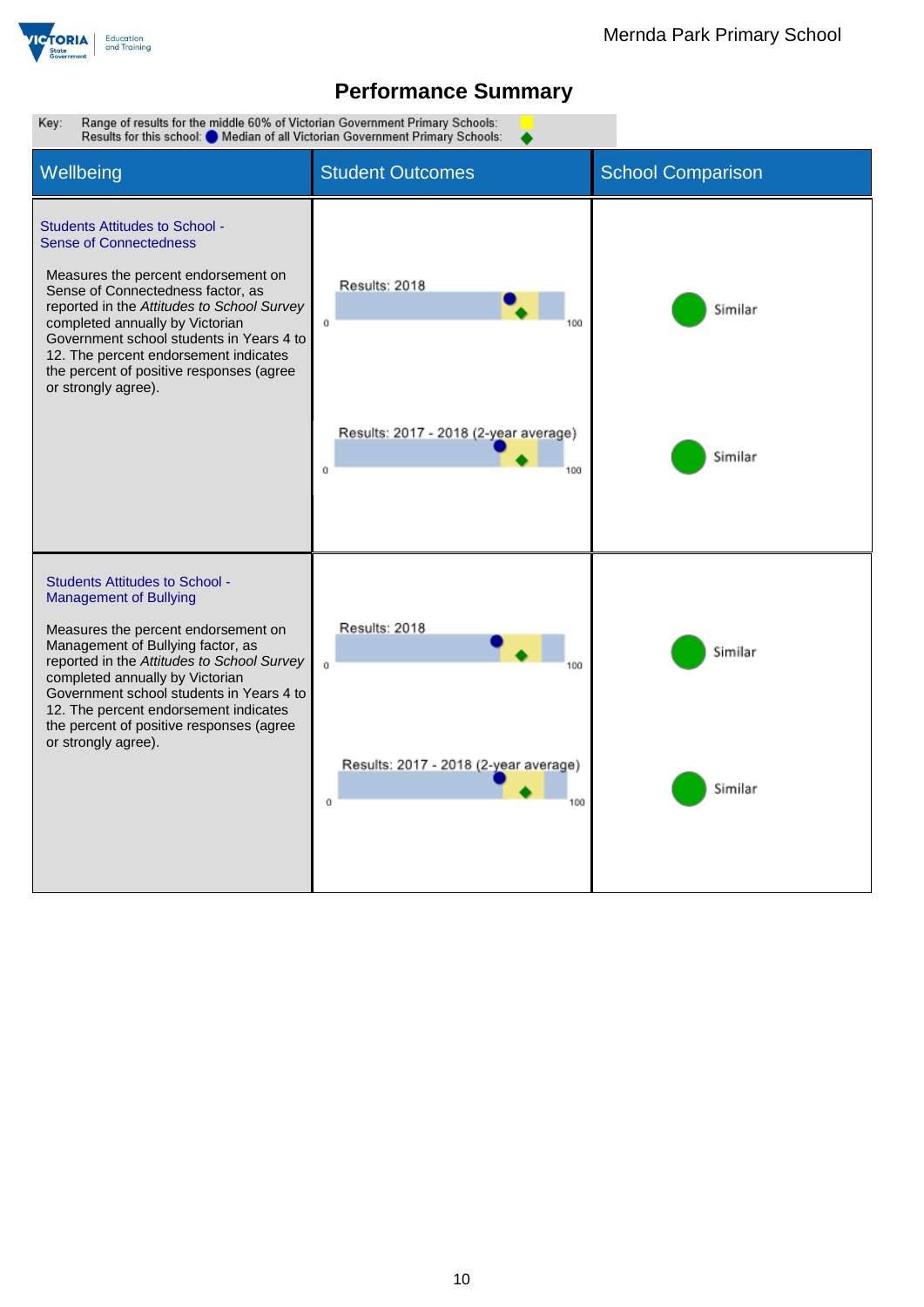# Performance Summary

Key: Range of results for the middle 60% of Victorian Government Primary Schools: (yellow)
Results for this school: (blue circle) Median of all Victorian Government Primary Schools: (green diamond)

| Wellbeing | Student Outcomes | School Comparison |
|---|---|---|
| **Students Attitudes to School - Sense of Connectedness**<br><br>Measures the percent endorsement on Sense of Connectedness factor, as reported in the *Attitudes to School Survey* completed annually by Victorian Government school students in Years 4 to 12. The percent endorsement indicates the percent of positive responses (agree or strongly agree). | Results: 2018<br>0 – 100 | Similar |
| | Results: 2017 - 2018 (2-year average)<br>0 – 100 | Similar |
| **Students Attitudes to School - Management of Bullying**<br><br>Measures the percent endorsement on Management of Bullying factor, as reported in the *Attitudes to School Survey* completed annually by Victorian Government school students in Years 4 to 12. The percent endorsement indicates the percent of positive responses (agree or strongly agree). | Results: 2018<br>0 – 100 | Similar |
| | Results: 2017 - 2018 (2-year average)<br>0 – 100 | Similar |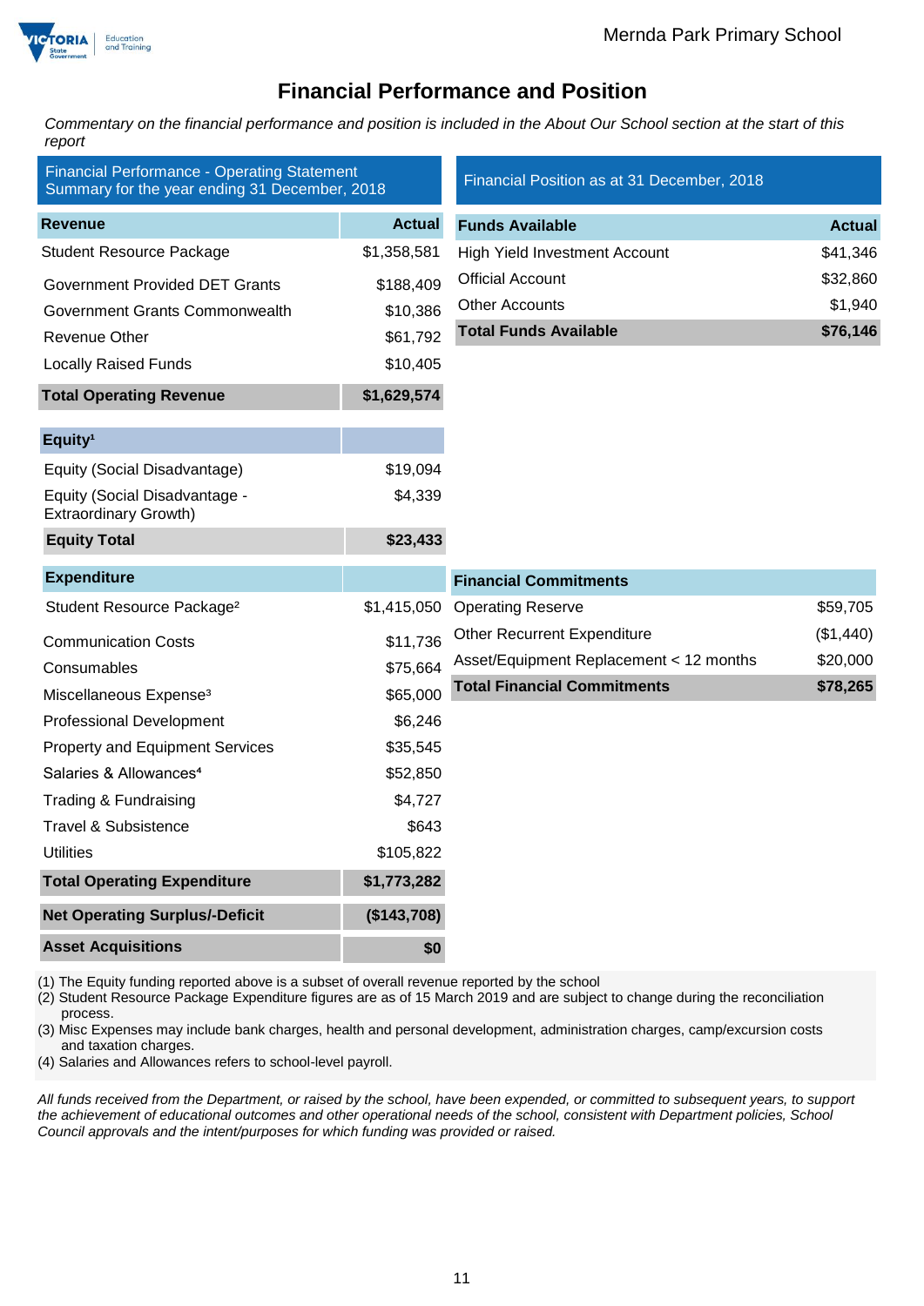# Financial Performance and Position

*Commentary on the financial performance and position is included in the About Our School section at the start of this report*

## Financial Performance - Operating Statement Summary for the year ending 31 December, 2018

| Revenue | Actual |
|---|---|
| Student Resource Package | $1,358,581 |
| Government Provided DET Grants | $188,409 |
| Government Grants Commonwealth | $10,386 |
| Revenue Other | $61,792 |
| Locally Raised Funds | $10,405 |
| **Total Operating Revenue** | **$1,629,574** |

| Equity[1] | |
|---|---|
| Equity (Social Disadvantage) | $19,094 |
| Equity (Social Disadvantage - Extraordinary Growth) | $4,339 |
| **Equity Total** | **$23,433** |

| Expenditure | |
|---|---|
| Student Resource Package[2] | $1,415,050 |
| Communication Costs | $11,736 |
| Consumables | $75,664 |
| Miscellaneous Expense[3] | $65,000 |
| Professional Development | $6,246 |
| Property and Equipment Services | $35,545 |
| Salaries & Allowances[4] | $52,850 |
| Trading & Fundraising | $4,727 |
| Travel & Subsistence | $643 |
| Utilities | $105,822 |
| **Total Operating Expenditure** | **$1,773,282** |
| **Net Operating Surplus/-Deficit** | **($143,708)** |
| **Asset Acquisitions** | **$0** |

## Financial Position as at 31 December, 2018

| Funds Available | Actual |
|---|---|
| High Yield Investment Account | $41,346 |
| Official Account | $32,860 |
| Other Accounts | $1,940 |
| **Total Funds Available** | **$76,146** |

| Financial Commitments | |
|---|---|
| Operating Reserve | $59,705 |
| Other Recurrent Expenditure | ($1,440) |
| Asset/Equipment Replacement < 12 months | $20,000 |
| **Total Financial Commitments** | **$78,265** |

(1) The Equity funding reported above is a subset of overall revenue reported by the school
(2) Student Resource Package Expenditure figures are as of 15 March 2019 and are subject to change during the reconciliation process.
(3) Misc Expenses may include bank charges, health and personal development, administration charges, camp/excursion costs and taxation charges.
(4) Salaries and Allowances refers to school-level payroll.

*All funds received from the Department, or raised by the school, have been expended, or committed to subsequent years, to support the achievement of educational outcomes and other operational needs of the school, consistent with Department policies, School Council approvals and the intent/purposes for which funding was provided or raised.*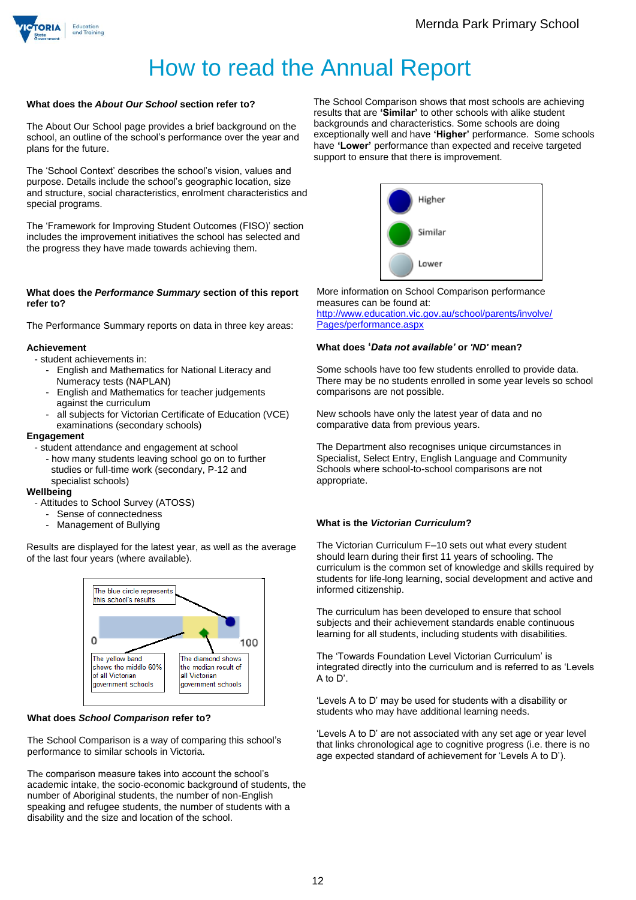# How to read the Annual Report

### What does the *About Our School* section refer to?

The About Our School page provides a brief background on the school, an outline of the school's performance over the year and plans for the future.

The 'School Context' describes the school's vision, values and purpose. Details include the school's geographic location, size and structure, social characteristics, enrolment characteristics and special programs.

The 'Framework for Improving Student Outcomes (FISO)' section includes the improvement initiatives the school has selected and the progress they have made towards achieving them.

### What does the *Performance Summary* section of this report refer to?

The Performance Summary reports on data in three key areas:

**Achievement**
- student achievements in:
  - English and Mathematics for National Literacy and Numeracy tests (NAPLAN)
  - English and Mathematics for teacher judgements against the curriculum
  - all subjects for Victorian Certificate of Education (VCE) examinations (secondary schools)

**Engagement**
- student attendance and engagement at school
  - how many students leaving school go on to further studies or full-time work (secondary, P-12 and specialist schools)

**Wellbeing**
- Attitudes to School Survey (ATOSS)
  - Sense of connectedness
  - Management of Bullying

Results are displayed for the latest year, as well as the average of the last four years (where available).

The blue circle represents this school's results

0

100

The yellow band shows the middle 60% of all Victorian government schools

The diamond shows the median result of all Victorian government schools

### What does *School Comparison* refer to?

The School Comparison is a way of comparing this school's performance to similar schools in Victoria.

The comparison measure takes into account the school's academic intake, the socio-economic background of students, the number of Aboriginal students, the number of non-English speaking and refugee students, the number of students with a disability and the size and location of the school.

The School Comparison shows that most schools are achieving results that are **'Similar'** to other schools with alike student backgrounds and characteristics. Some schools are doing exceptionally well and have **'Higher'** performance. Some schools have **'Lower'** performance than expected and receive targeted support to ensure that there is improvement.

Higher

Similar

Lower

More information on School Comparison performance measures can be found at:
http://www.education.vic.gov.au/school/parents/involve/Pages/performance.aspx

### What does '*Data not available*' or *'ND'* mean?

Some schools have too few students enrolled to provide data. There may be no students enrolled in some year levels so school comparisons are not possible.

New schools have only the latest year of data and no comparative data from previous years.

The Department also recognises unique circumstances in Specialist, Select Entry, English Language and Community Schools where school-to-school comparisons are not appropriate.

### What is the *Victorian Curriculum*?

The Victorian Curriculum F–10 sets out what every student should learn during their first 11 years of schooling. The curriculum is the common set of knowledge and skills required by students for life-long learning, social development and active and informed citizenship.

The curriculum has been developed to ensure that school subjects and their achievement standards enable continuous learning for all students, including students with disabilities.

The 'Towards Foundation Level Victorian Curriculum' is integrated directly into the curriculum and is referred to as 'Levels A to D'.

'Levels A to D' may be used for students with a disability or students who may have additional learning needs.

'Levels A to D' are not associated with any set age or year level that links chronological age to cognitive progress (i.e. there is no age expected standard of achievement for 'Levels A to D').